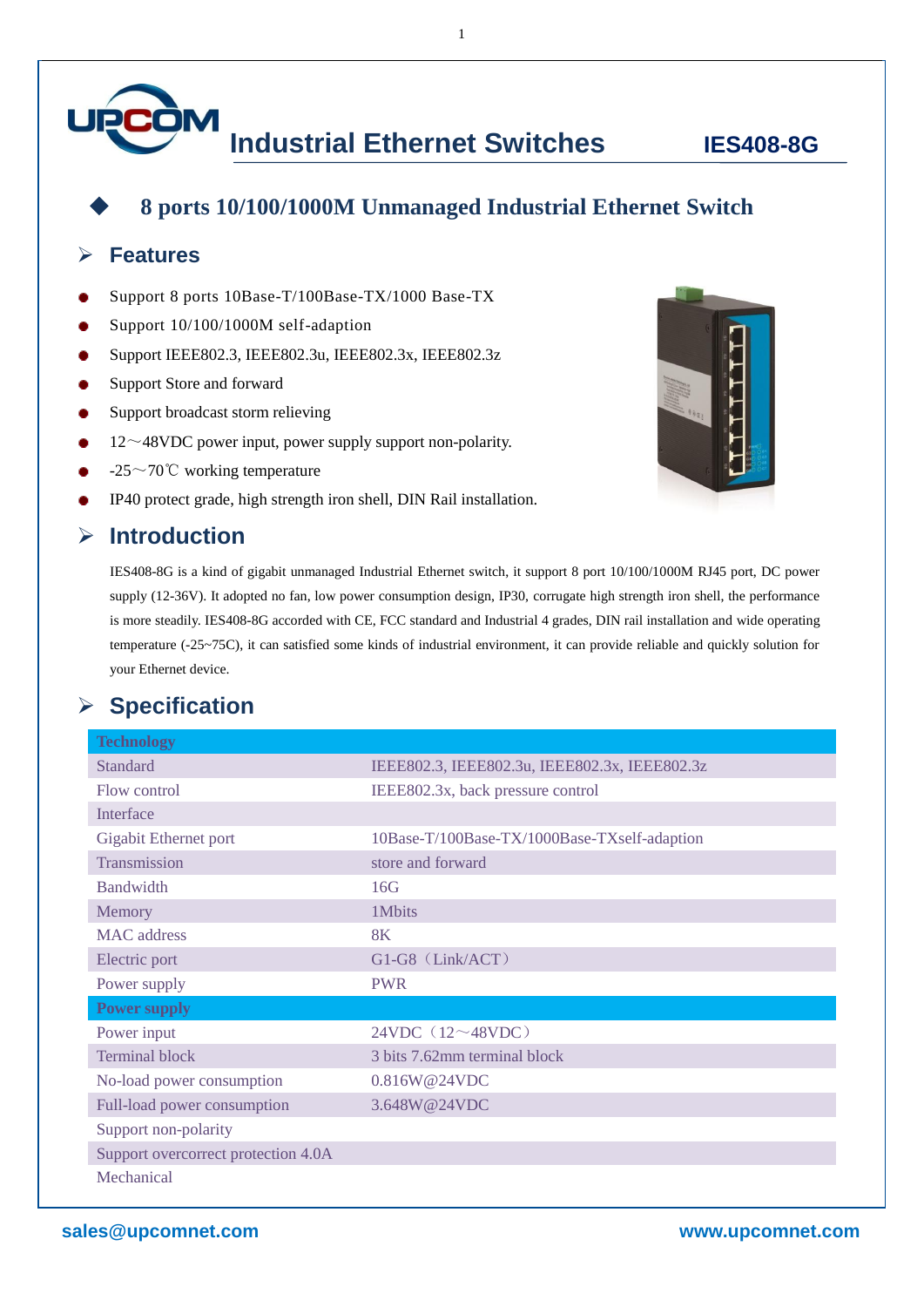UPCOM

# Industrial Ethernet Switches IES408-8G

## 8 ports 10/100/1000M Unmanaged Industrial Ethernet Switch

## Features

- Support 8 ports 10Base-T/100Base-TX/1000 Base-TX
- Support 10/100/1000M self-adaption
- Support IEEE802.3, IEEE802.3u, IEEE802.3x, IEEE802.3z
- Support Store and forward
- Support broadcast storm relieving
- 12～48VDC power input, power supply support non-polarity.
- -25～70℃ working temperature
- IP40 protect grade, high strength iron shell, DIN Rail installation.

## Introduction

IES408-8G is a kind of gigabit unmanaged Industrial Ethernet switch, it support 8 port 10/100/1000M RJ45 port, DC power supply (12-36V). It adopted no fan, low power consumption design, IP30, corrugate high strength iron shell, the performance is more steadily. IES408-8G accorded with CE, FCC standard and Industrial 4 grades, DIN rail installation and wide operating temperature (-25~75C), it can satisfied some kinds of industrial environment, it can provide reliable and quickly solution for your Ethernet device.

## Specification

| **Technology** | |
|---|---|
| Standard | IEEE802.3, IEEE802.3u, IEEE802.3x, IEEE802.3z |
| Flow control | IEEE802.3x, back pressure control |
| Interface | |
| Gigabit Ethernet port | 10Base-T/100Base-TX/1000Base-TXself-adaption |
| Transmission | store and forward |
| Bandwidth | 16G |
| Memory | 1Mbits |
| MAC address | 8K |
| Electric port | G1-G8（Link/ACT） |
| Power supply | PWR |
| **Power supply** | |
| Power input | 24VDC（12～48VDC） |
| Terminal block | 3 bits 7.62mm terminal block |
| No-load power consumption | 0.816W@24VDC |
| Full-load power consumption | 3.648W@24VDC |
| Support non-polarity | |
| Support overcorrect protection 4.0A | |
| Mechanical | |

sales@upcomnet.com www.upcomnet.com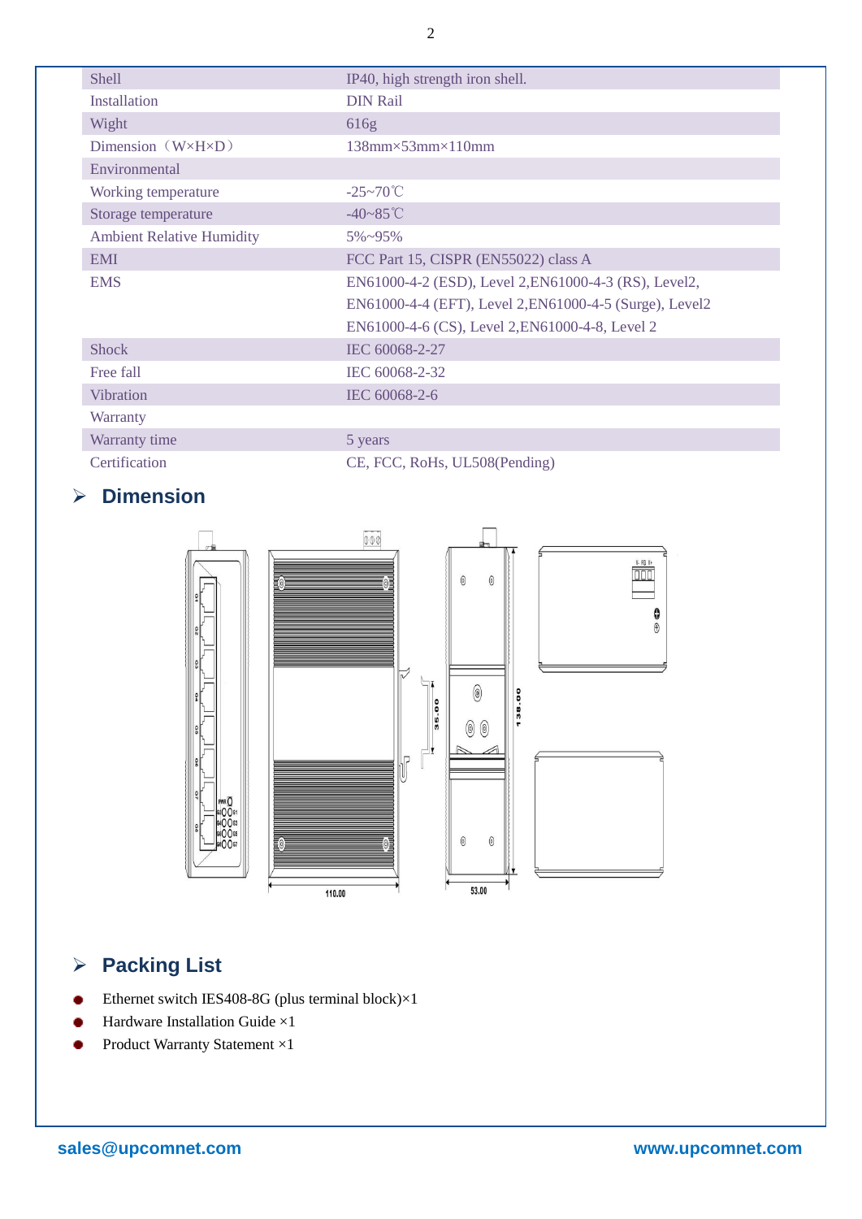| | |
|---|---|
| Shell | IP40, high strength iron shell. |
| Installation | DIN Rail |
| Wight | 616g |
| Dimension（W×H×D） | 138mm×53mm×110mm |
| Environmental | |
| Working temperature | -25~70℃ |
| Storage temperature | -40~85℃ |
| Ambient Relative Humidity | 5%~95% |
| EMI | FCC Part 15, CISPR (EN55022) class A |
| EMS | EN61000-4-2 (ESD), Level 2,EN61000-4-3 (RS), Level2, EN61000-4-4 (EFT), Level 2,EN61000-4-5 (Surge), Level2 EN61000-4-6 (CS), Level 2,EN61000-4-8, Level 2 |
| Shock | IEC 60068-2-27 |
| Free fall | IEC 60068-2-32 |
| Vibration | IEC 60068-2-6 |
| Warranty | |
| Warranty time | 5 years |
| Certification | CE, FCC, RoHs, UL508(Pending) |

## ➢ Dimension

110.00

53.00

35.00

138.00

## ➢ Packing List

- Ethernet switch IES408-8G (plus terminal block)×1
- Hardware Installation Guide ×1
- Product Warranty Statement ×1